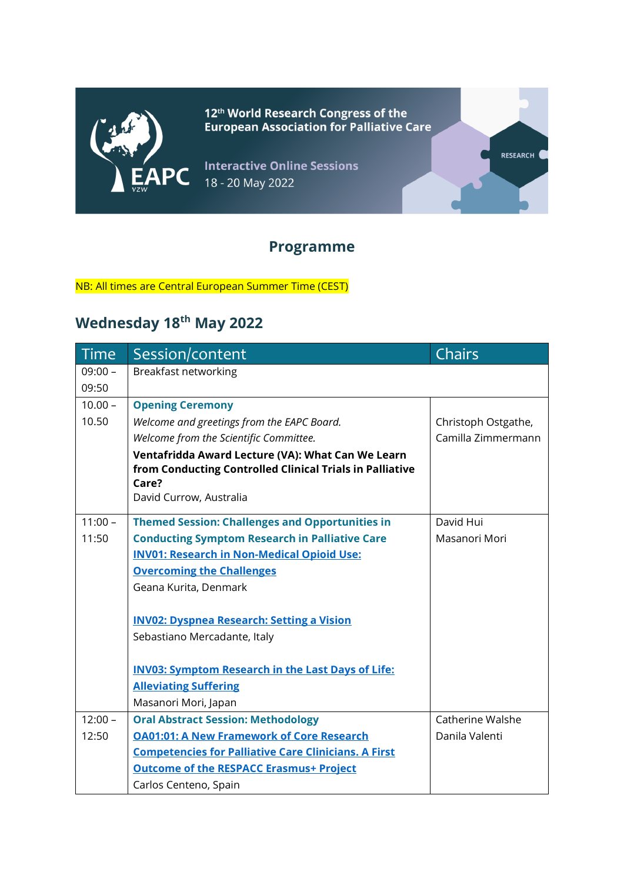12th World Research Congress of the European Association for Palliative Care

Interactive Online Sessions

18 - 20 May 2022

## Programme

NB: All times are Central European Summer Time (CEST)

## Wednesday 18th May 2022

| Time | Session/content | Chairs |
|---|---|---|
| 09:00 – 09:50 | Breakfast networking | |
| 10.00 – 10.50 | **Opening Ceremony**<br>*Welcome and greetings from the EAPC Board.*<br>*Welcome from the Scientific Committee.*<br>**Ventafridda Award Lecture (VA): What Can We Learn from Conducting Controlled Clinical Trials in Palliative Care?**<br>David Currow, Australia | Christoph Ostgathe, Camilla Zimmermann |
| 11:00 – 11:50 | **Themed Session: Challenges and Opportunities in Conducting Symptom Research in Palliative Care**<br>**INV01: Research in Non-Medical Opioid Use: Overcoming the Challenges**<br>Geana Kurita, Denmark<br><br>**INV02: Dyspnea Research: Setting a Vision**<br>Sebastiano Mercadante, Italy<br><br>**INV03: Symptom Research in the Last Days of Life: Alleviating Suffering**<br>Masanori Mori, Japan | David Hui<br>Masanori Mori |
| 12:00 – 12:50 | **Oral Abstract Session: Methodology**<br>**OA01:01: A New Framework of Core Research Competencies for Palliative Care Clinicians. A First Outcome of the RESPACC Erasmus+ Project**<br>Carlos Centeno, Spain | Catherine Walshe<br>Danila Valenti |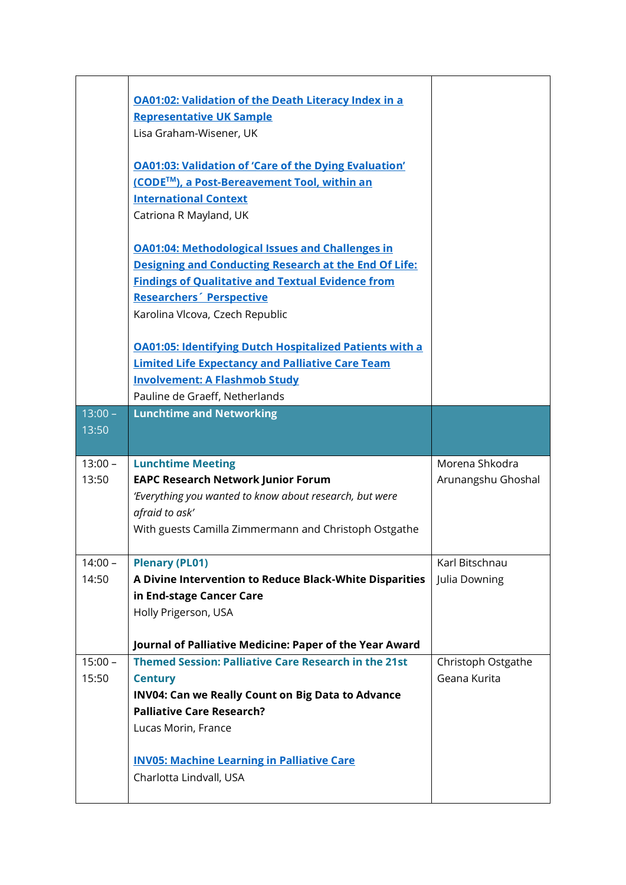| | | |
|---|---|---|
| | **OA01:02: Validation of the Death Literacy Index in a Representative UK Sample**<br>Lisa Graham-Wisener, UK<br><br>**OA01:03: Validation of 'Care of the Dying Evaluation' (CODE$^{TM}$), a Post-Bereavement Tool, within an International Context**<br>Catriona R Mayland, UK<br><br>**OA01:04: Methodological Issues and Challenges in Designing and Conducting Research at the End Of Life: Findings of Qualitative and Textual Evidence from Researchers´ Perspective**<br>Karolina Vlcova, Czech Republic<br><br>**OA01:05: Identifying Dutch Hospitalized Patients with a Limited Life Expectancy and Palliative Care Team Involvement: A Flashmob Study**<br>Pauline de Graeff, Netherlands | |
| 13:00 – 13:50 | **Lunchtime and Networking** | |
| 13:00 – 13:50 | **Lunchtime Meeting**<br>**EAPC Research Network Junior Forum**<br>*'Everything you wanted to know about research, but were afraid to ask'*<br>With guests Camilla Zimmermann and Christoph Ostgathe | Morena Shkodra<br>Arunangshu Ghoshal |
| 14:00 – 14:50 | **Plenary (PL01)**<br>**A Divine Intervention to Reduce Black-White Disparities in End-stage Cancer Care**<br>Holly Prigerson, USA<br><br>**Journal of Palliative Medicine: Paper of the Year Award** | Karl Bitschnau<br>Julia Downing |
| 15:00 – 15:50 | **Themed Session: Palliative Care Research in the 21st Century**<br>**INV04: Can we Really Count on Big Data to Advance Palliative Care Research?**<br>Lucas Morin, France<br><br>**INV05: Machine Learning in Palliative Care**<br>Charlotta Lindvall, USA | Christoph Ostgathe<br>Geana Kurita |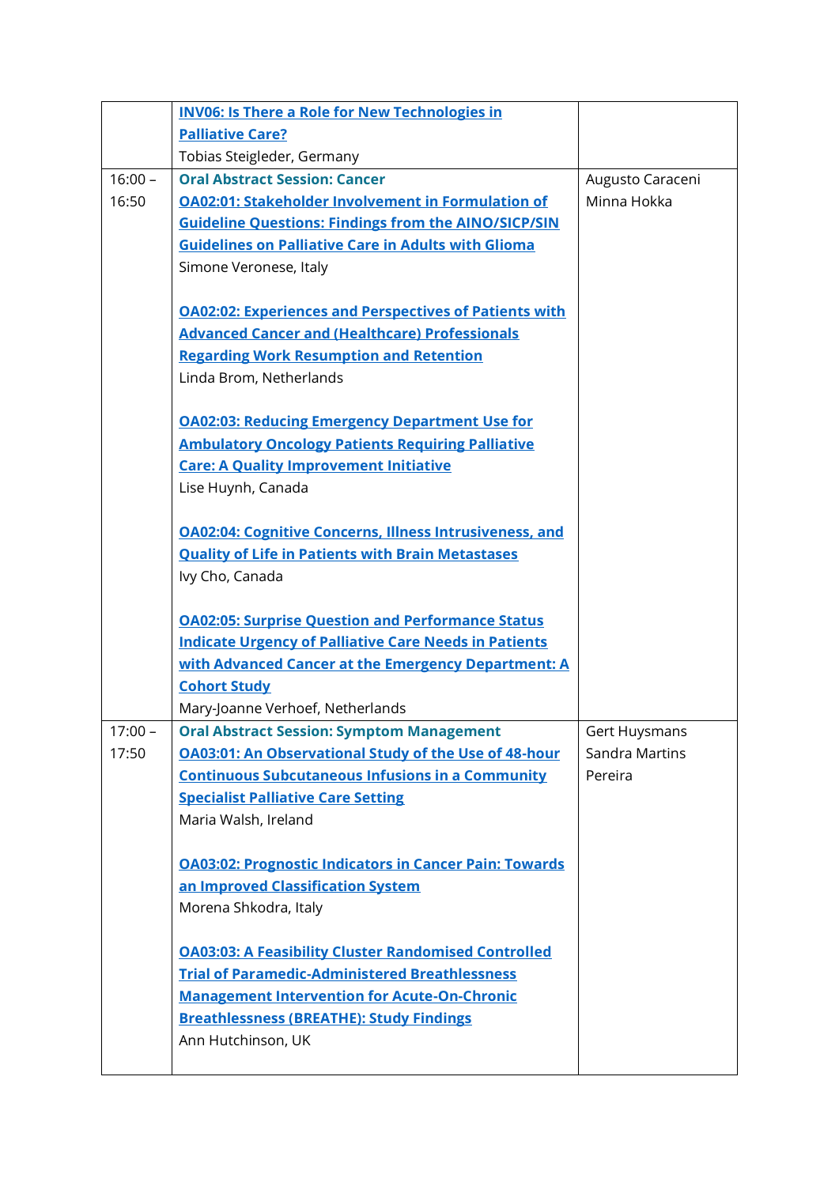| | | |
|---|---|---|
| | **INV06: Is There a Role for New Technologies in Palliative Care?**<br>Tobias Steigleder, Germany | |
| 16:00 – 16:50 | **Oral Abstract Session: Cancer**<br>**OA02:01: Stakeholder Involvement in Formulation of Guideline Questions: Findings from the AINO/SICP/SIN Guidelines on Palliative Care in Adults with Glioma**<br>Simone Veronese, Italy<br><br>**OA02:02: Experiences and Perspectives of Patients with Advanced Cancer and (Healthcare) Professionals Regarding Work Resumption and Retention**<br>Linda Brom, Netherlands<br><br>**OA02:03: Reducing Emergency Department Use for Ambulatory Oncology Patients Requiring Palliative Care: A Quality Improvement Initiative**<br>Lise Huynh, Canada<br><br>**OA02:04: Cognitive Concerns, Illness Intrusiveness, and Quality of Life in Patients with Brain Metastases**<br>Ivy Cho, Canada<br><br>**OA02:05: Surprise Question and Performance Status Indicate Urgency of Palliative Care Needs in Patients with Advanced Cancer at the Emergency Department: A Cohort Study**<br>Mary-Joanne Verhoef, Netherlands | Augusto Caraceni<br>Minna Hokka |
| 17:00 – 17:50 | **Oral Abstract Session: Symptom Management**<br>**OA03:01: An Observational Study of the Use of 48-hour Continuous Subcutaneous Infusions in a Community Specialist Palliative Care Setting**<br>Maria Walsh, Ireland<br><br>**OA03:02: Prognostic Indicators in Cancer Pain: Towards an Improved Classification System**<br>Morena Shkodra, Italy<br><br>**OA03:03: A Feasibility Cluster Randomised Controlled Trial of Paramedic-Administered Breathlessness Management Intervention for Acute-On-Chronic Breathlessness (BREATHE): Study Findings**<br>Ann Hutchinson, UK | Gert Huysmans<br>Sandra Martins Pereira |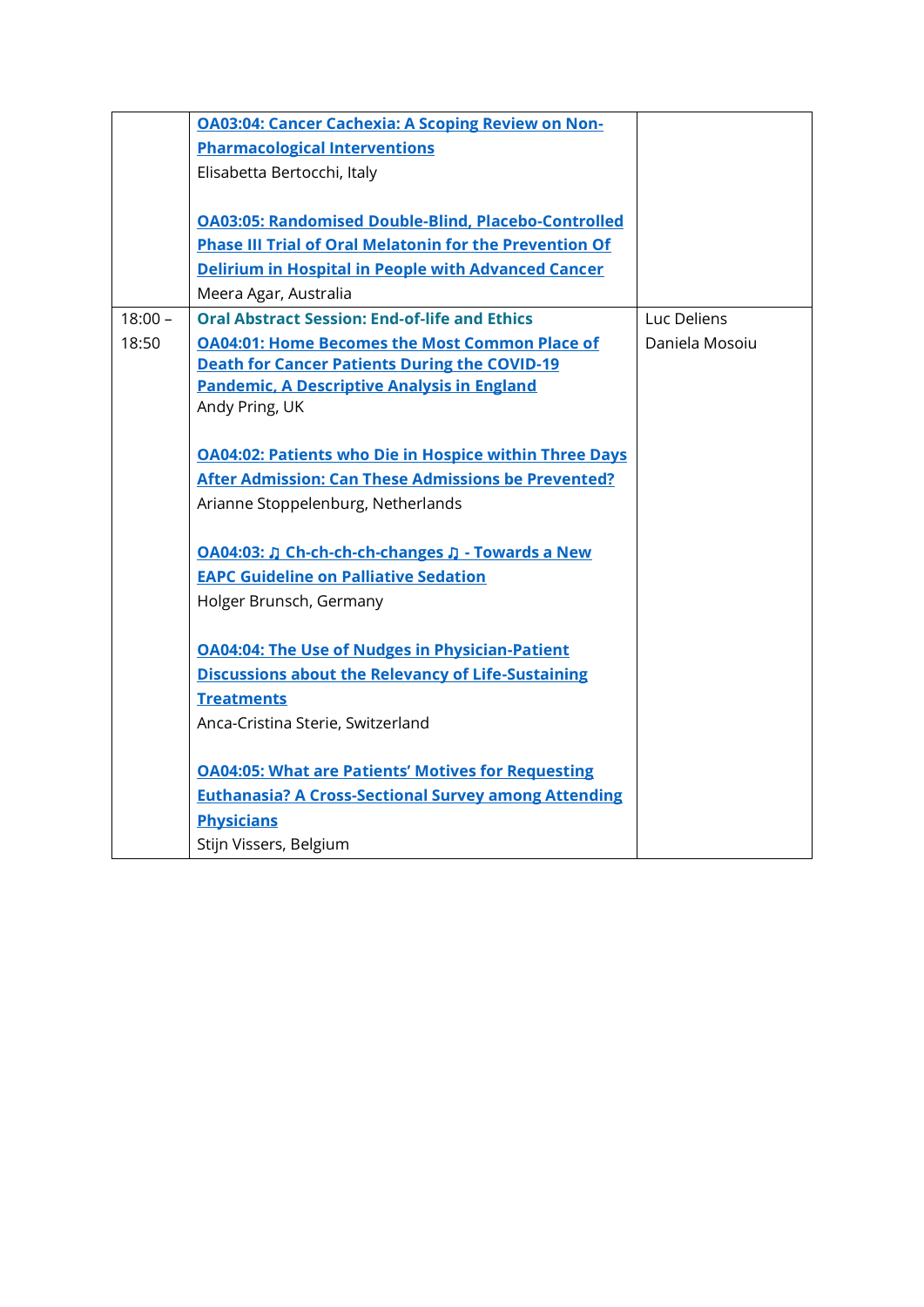| | | |
|---|---|---|
| | **OA03:04: Cancer Cachexia: A Scoping Review on Non-Pharmacological Interventions**<br>Elisabetta Bertocchi, Italy<br><br>**OA03:05: Randomised Double-Blind, Placebo-Controlled Phase III Trial of Oral Melatonin for the Prevention Of Delirium in Hospital in People with Advanced Cancer**<br>Meera Agar, Australia | |
| 18:00 – 18:50 | **Oral Abstract Session: End-of-life and Ethics**<br>**OA04:01: Home Becomes the Most Common Place of Death for Cancer Patients During the COVID-19 Pandemic, A Descriptive Analysis in England**<br>Andy Pring, UK<br><br>**OA04:02: Patients who Die in Hospice within Three Days After Admission: Can These Admissions be Prevented?**<br>Arianne Stoppelenburg, Netherlands<br><br>**OA04:03: ♫ Ch-ch-ch-ch-changes ♫ - Towards a New EAPC Guideline on Palliative Sedation**<br>Holger Brunsch, Germany<br><br>**OA04:04: The Use of Nudges in Physician-Patient Discussions about the Relevancy of Life-Sustaining Treatments**<br>Anca-Cristina Sterie, Switzerland<br><br>**OA04:05: What are Patients' Motives for Requesting Euthanasia? A Cross-Sectional Survey among Attending Physicians**<br>Stijn Vissers, Belgium | Luc Deliens<br>Daniela Mosoiu |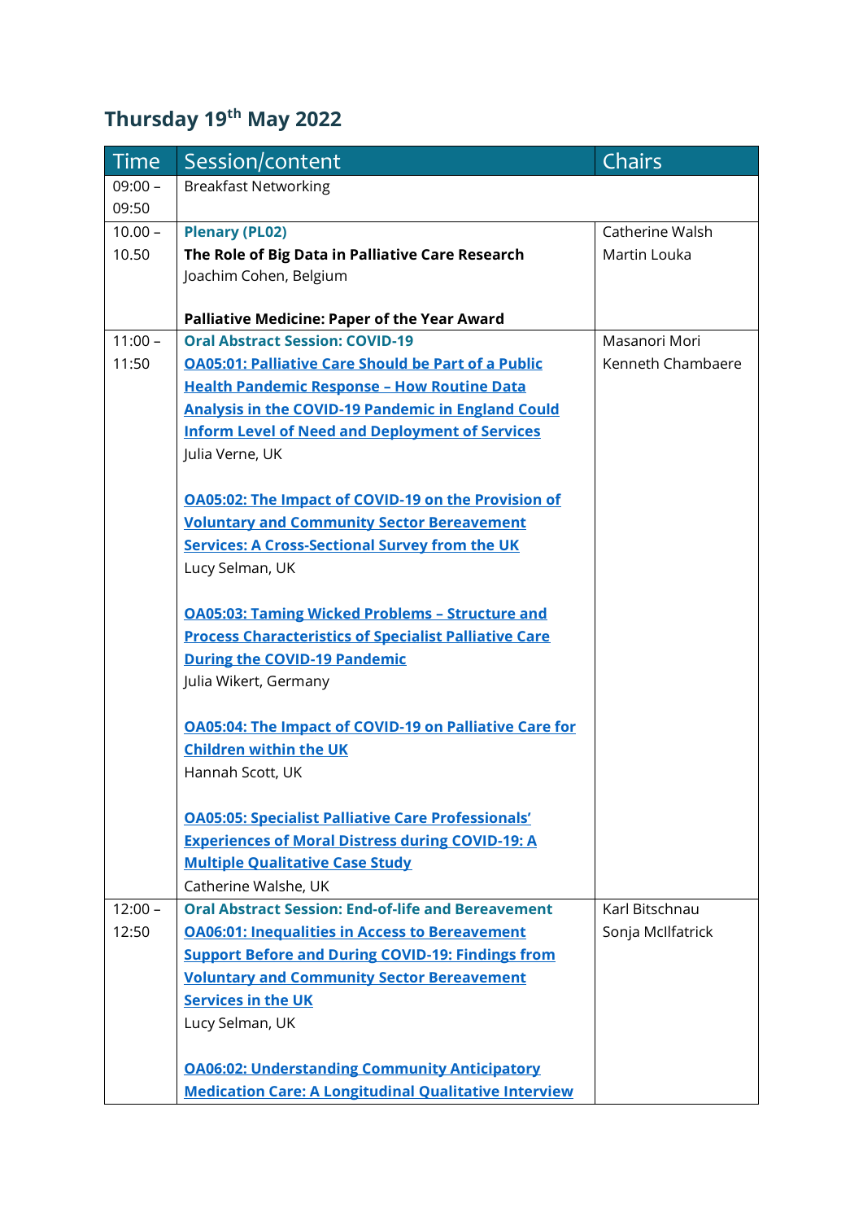## Thursday 19th May 2022

| Time | Session/content | Chairs |
|---|---|---|
| 09:00 – 09:50 | Breakfast Networking | |
| 10.00 – 10.50 | **Plenary (PL02)**<br>**The Role of Big Data in Palliative Care Research**<br>Joachim Cohen, Belgium<br><br>**Palliative Medicine: Paper of the Year Award** | Catherine Walsh<br>Martin Louka |
| 11:00 – 11:50 | **Oral Abstract Session: COVID-19**<br>**OA05:01: Palliative Care Should be Part of a Public Health Pandemic Response – How Routine Data Analysis in the COVID-19 Pandemic in England Could Inform Level of Need and Deployment of Services**<br>Julia Verne, UK<br><br>**OA05:02: The Impact of COVID-19 on the Provision of Voluntary and Community Sector Bereavement Services: A Cross-Sectional Survey from the UK**<br>Lucy Selman, UK<br><br>**OA05:03: Taming Wicked Problems – Structure and Process Characteristics of Specialist Palliative Care During the COVID-19 Pandemic**<br>Julia Wikert, Germany<br><br>**OA05:04: The Impact of COVID-19 on Palliative Care for Children within the UK**<br>Hannah Scott, UK<br><br>**OA05:05: Specialist Palliative Care Professionals' Experiences of Moral Distress during COVID-19: A Multiple Qualitative Case Study**<br>Catherine Walshe, UK | Masanori Mori<br>Kenneth Chambaere |
| 12:00 – 12:50 | **Oral Abstract Session: End-of-life and Bereavement**<br>**OA06:01: Inequalities in Access to Bereavement Support Before and During COVID-19: Findings from Voluntary and Community Sector Bereavement Services in the UK**<br>Lucy Selman, UK<br><br>**OA06:02: Understanding Community Anticipatory Medication Care: A Longitudinal Qualitative Interview** | Karl Bitschnau<br>Sonja McIlfatrick |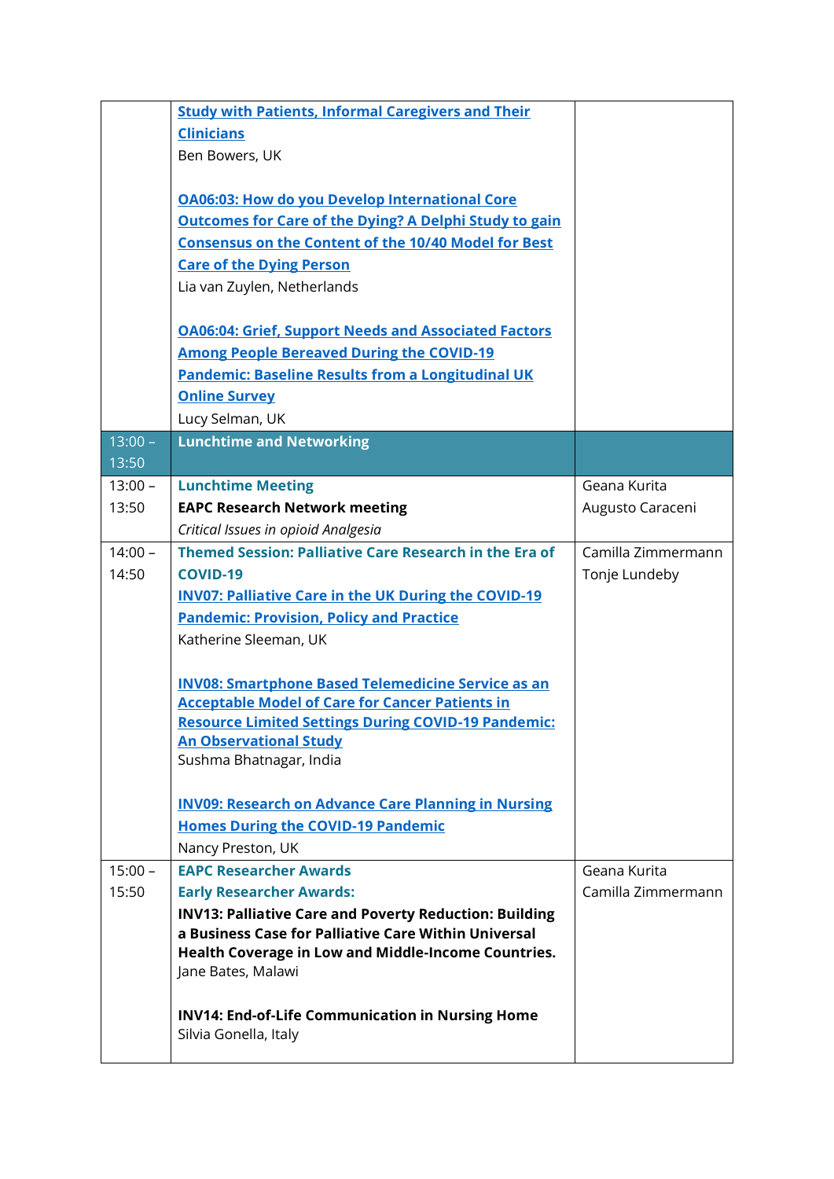| | | |
|---|---|---|
| | **Study with Patients, Informal Caregivers and Their Clinicians**<br>Ben Bowers, UK<br><br>**OA06:03: How do you Develop International Core Outcomes for Care of the Dying? A Delphi Study to gain Consensus on the Content of the 10/40 Model for Best Care of the Dying Person**<br>Lia van Zuylen, Netherlands<br><br>**OA06:04: Grief, Support Needs and Associated Factors Among People Bereaved During the COVID-19 Pandemic: Baseline Results from a Longitudinal UK Online Survey**<br>Lucy Selman, UK | |
| 13:00 – 13:50 | **Lunchtime and Networking** | |
| 13:00 – 13:50 | **Lunchtime Meeting**<br>**EAPC Research Network meeting**<br>*Critical Issues in opioid Analgesia* | Geana Kurita<br>Augusto Caraceni |
| 14:00 – 14:50 | **Themed Session: Palliative Care Research in the Era of COVID-19**<br>**INV07: Palliative Care in the UK During the COVID-19 Pandemic: Provision, Policy and Practice**<br>Katherine Sleeman, UK<br><br>**INV08: Smartphone Based Telemedicine Service as an Acceptable Model of Care for Cancer Patients in Resource Limited Settings During COVID-19 Pandemic: An Observational Study**<br>Sushma Bhatnagar, India<br><br>**INV09: Research on Advance Care Planning in Nursing Homes During the COVID-19 Pandemic**<br>Nancy Preston, UK | Camilla Zimmermann<br>Tonje Lundeby |
| 15:00 – 15:50 | **EAPC Researcher Awards**<br>**Early Researcher Awards:**<br>**INV13: Palliative Care and Poverty Reduction: Building a Business Case for Palliative Care Within Universal Health Coverage in Low and Middle-Income Countries.**<br>Jane Bates, Malawi<br><br>**INV14: End-of-Life Communication in Nursing Home**<br>Silvia Gonella, Italy | Geana Kurita<br>Camilla Zimmermann |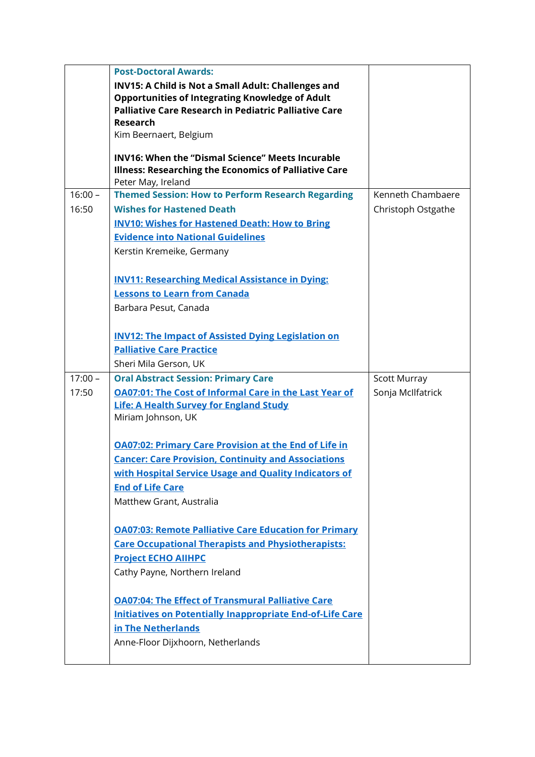|  |  |  |
|---|---|---|
|  | **Post-Doctoral Awards:**<br>**INV15: A Child is Not a Small Adult: Challenges and Opportunities of Integrating Knowledge of Adult Palliative Care Research in Pediatric Palliative Care Research**<br>Kim Beernaert, Belgium<br><br>**INV16: When the "Dismal Science" Meets Incurable Illness: Researching the Economics of Palliative Care**<br>Peter May, Ireland |  |
| 16:00 – 16:50 | **Themed Session: How to Perform Research Regarding Wishes for Hastened Death**<br>**INV10: Wishes for Hastened Death: How to Bring Evidence into National Guidelines**<br>Kerstin Kremeike, Germany<br><br>**INV11: Researching Medical Assistance in Dying: Lessons to Learn from Canada**<br>Barbara Pesut, Canada<br><br>**INV12: The Impact of Assisted Dying Legislation on Palliative Care Practice**<br>Sheri Mila Gerson, UK | Kenneth Chambaere<br>Christoph Ostgathe |
| 17:00 – 17:50 | **Oral Abstract Session: Primary Care**<br>**OA07:01: The Cost of Informal Care in the Last Year of Life: A Health Survey for England Study**<br>Miriam Johnson, UK<br><br>**OA07:02: Primary Care Provision at the End of Life in Cancer: Care Provision, Continuity and Associations with Hospital Service Usage and Quality Indicators of End of Life Care**<br>Matthew Grant, Australia<br><br>**OA07:03: Remote Palliative Care Education for Primary Care Occupational Therapists and Physiotherapists: Project ECHO AIIHPC**<br>Cathy Payne, Northern Ireland<br><br>**OA07:04: The Effect of Transmural Palliative Care Initiatives on Potentially Inappropriate End-of-Life Care in The Netherlands**<br>Anne-Floor Dijxhoorn, Netherlands | Scott Murray<br>Sonja McIlfatrick |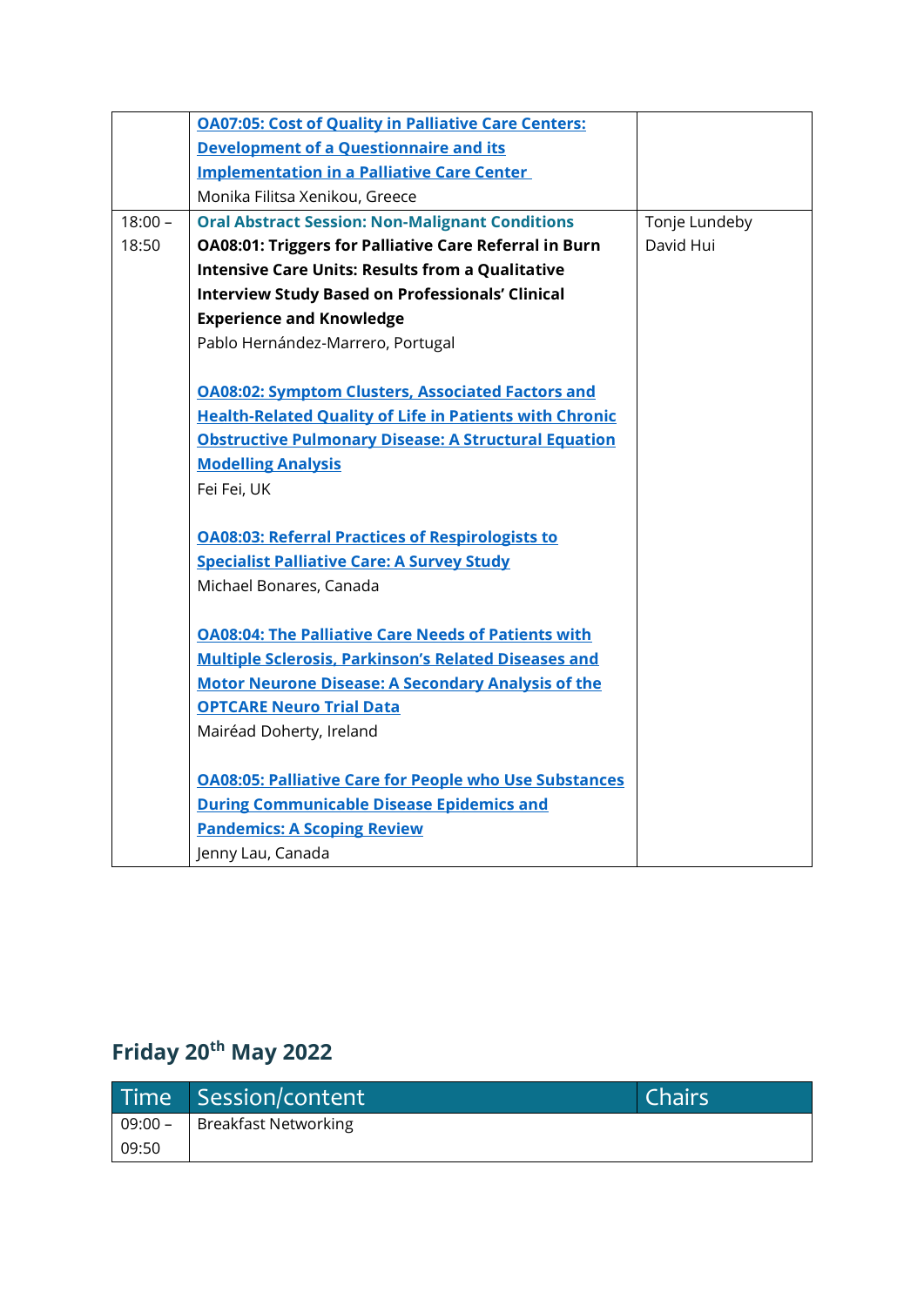| | | |
|---|---|---|
| | **OA07:05: Cost of Quality in Palliative Care Centers: Development of a Questionnaire and its Implementation in a Palliative Care Center**<br>Monika Filitsa Xenikou, Greece | |
| 18:00 – 18:50 | **Oral Abstract Session: Non-Malignant Conditions**<br>**OA08:01: Triggers for Palliative Care Referral in Burn Intensive Care Units: Results from a Qualitative Interview Study Based on Professionals' Clinical Experience and Knowledge**<br>Pablo Hernández-Marrero, Portugal<br><br>**OA08:02: Symptom Clusters, Associated Factors and Health-Related Quality of Life in Patients with Chronic Obstructive Pulmonary Disease: A Structural Equation Modelling Analysis**<br>Fei Fei, UK<br><br>**OA08:03: Referral Practices of Respirologists to Specialist Palliative Care: A Survey Study**<br>Michael Bonares, Canada<br><br>**OA08:04: The Palliative Care Needs of Patients with Multiple Sclerosis, Parkinson's Related Diseases and Motor Neurone Disease: A Secondary Analysis of the OPTCARE Neuro Trial Data**<br>Mairéad Doherty, Ireland<br><br>**OA08:05: Palliative Care for People who Use Substances During Communicable Disease Epidemics and Pandemics: A Scoping Review**<br>Jenny Lau, Canada | Tonje Lundeby<br>David Hui |

## Friday 20th May 2022

| Time | Session/content | Chairs |
|---|---|---|
| 09:00 – 09:50 | Breakfast Networking | |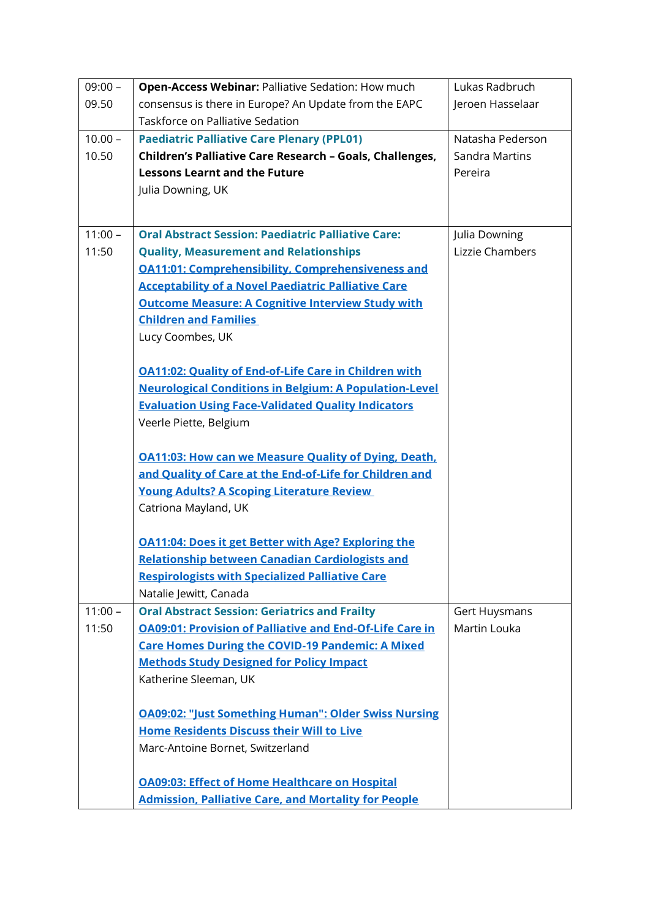| | | |
|---|---|---|
| 09:00 – 09.50 | **Open-Access Webinar:** Palliative Sedation: How much consensus is there in Europe? An Update from the EAPC Taskforce on Palliative Sedation | Lukas Radbruch<br>Jeroen Hasselaar |
| 10.00 – 10.50 | **Paediatric Palliative Care Plenary (PPL01)**<br>**Children's Palliative Care Research – Goals, Challenges, Lessons Learnt and the Future**<br>Julia Downing, UK | Natasha Pederson<br>Sandra Martins Pereira |
| 11:00 – 11:50 | **Oral Abstract Session: Paediatric Palliative Care: Quality, Measurement and Relationships**<br>**OA11:01: Comprehensibility, Comprehensiveness and Acceptability of a Novel Paediatric Palliative Care Outcome Measure: A Cognitive Interview Study with Children and Families**<br>Lucy Coombes, UK<br><br>**OA11:02: Quality of End-of-Life Care in Children with Neurological Conditions in Belgium: A Population-Level Evaluation Using Face-Validated Quality Indicators**<br>Veerle Piette, Belgium<br><br>**OA11:03: How can we Measure Quality of Dying, Death, and Quality of Care at the End-of-Life for Children and Young Adults? A Scoping Literature Review**<br>Catriona Mayland, UK<br><br>**OA11:04: Does it get Better with Age? Exploring the Relationship between Canadian Cardiologists and Respirologists with Specialized Palliative Care**<br>Natalie Jewitt, Canada | Julia Downing<br>Lizzie Chambers |
| 11:00 – 11:50 | **Oral Abstract Session: Geriatrics and Frailty**<br>**OA09:01: Provision of Palliative and End-Of-Life Care in Care Homes During the COVID-19 Pandemic: A Mixed Methods Study Designed for Policy Impact**<br>Katherine Sleeman, UK<br><br>**OA09:02: "Just Something Human": Older Swiss Nursing Home Residents Discuss their Will to Live**<br>Marc-Antoine Bornet, Switzerland<br><br>**OA09:03: Effect of Home Healthcare on Hospital Admission, Palliative Care, and Mortality for People** | Gert Huysmans<br>Martin Louka |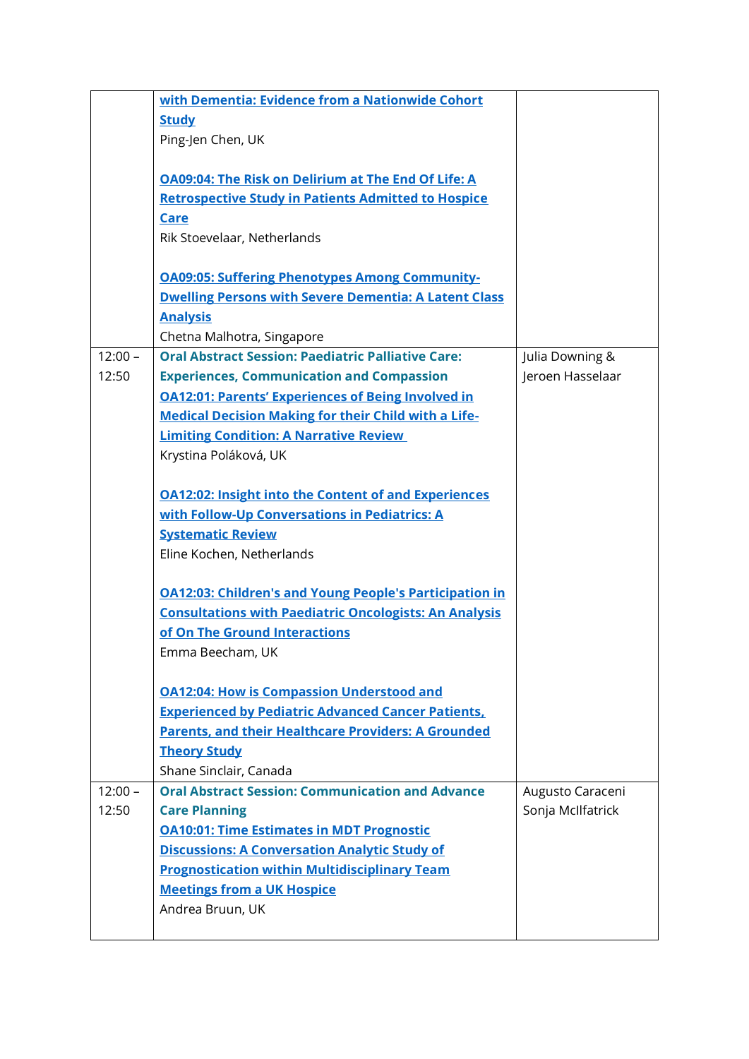| | | |
|---|---|---|
| | **with Dementia: Evidence from a Nationwide Cohort Study**<br>Ping-Jen Chen, UK<br><br>**OA09:04: The Risk on Delirium at The End Of Life: A Retrospective Study in Patients Admitted to Hospice Care**<br>Rik Stoevelaar, Netherlands<br><br>**OA09:05: Suffering Phenotypes Among Community-Dwelling Persons with Severe Dementia: A Latent Class Analysis**<br>Chetna Malhotra, Singapore | |
| 12:00 – 12:50 | **Oral Abstract Session: Paediatric Palliative Care: Experiences, Communication and Compassion**<br>**OA12:01: Parents' Experiences of Being Involved in Medical Decision Making for their Child with a Life-Limiting Condition: A Narrative Review**<br>Krystina Poláková, UK<br><br>**OA12:02: Insight into the Content of and Experiences with Follow-Up Conversations in Pediatrics: A Systematic Review**<br>Eline Kochen, Netherlands<br><br>**OA12:03: Children's and Young People's Participation in Consultations with Paediatric Oncologists: An Analysis of On The Ground Interactions**<br>Emma Beecham, UK<br><br>**OA12:04: How is Compassion Understood and Experienced by Pediatric Advanced Cancer Patients, Parents, and their Healthcare Providers: A Grounded Theory Study**<br>Shane Sinclair, Canada | Julia Downing & Jeroen Hasselaar |
| 12:00 – 12:50 | **Oral Abstract Session: Communication and Advance Care Planning**<br>**OA10:01: Time Estimates in MDT Prognostic Discussions: A Conversation Analytic Study of Prognostication within Multidisciplinary Team Meetings from a UK Hospice**<br>Andrea Bruun, UK | Augusto Caraceni<br>Sonja McIlfatrick |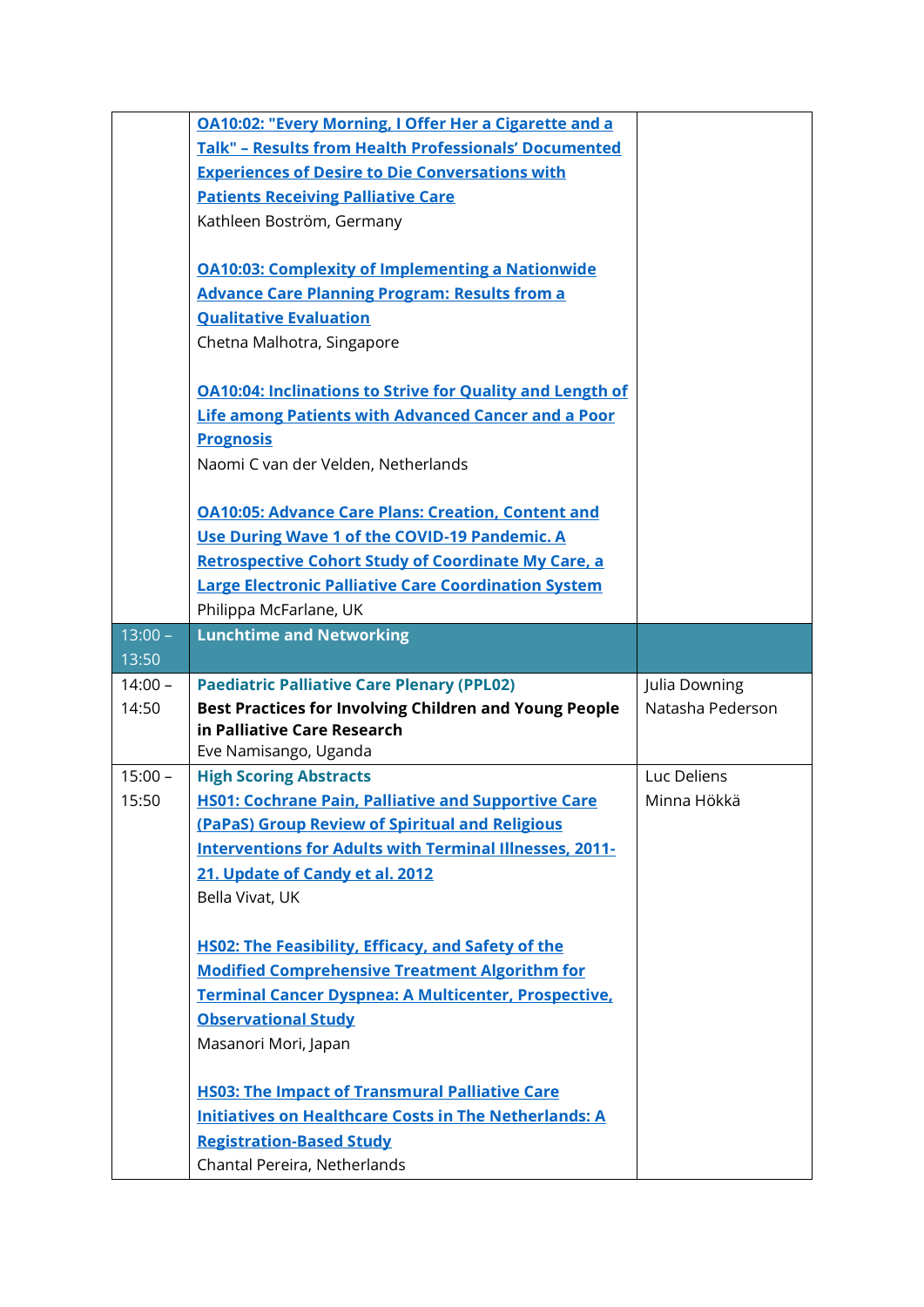| | | |
|---|---|---|
| | **OA10:02: "Every Morning, I Offer Her a Cigarette and a Talk" – Results from Health Professionals' Documented Experiences of Desire to Die Conversations with Patients Receiving Palliative Care**<br>Kathleen Boström, Germany<br><br>**OA10:03: Complexity of Implementing a Nationwide Advance Care Planning Program: Results from a Qualitative Evaluation**<br>Chetna Malhotra, Singapore<br><br>**OA10:04: Inclinations to Strive for Quality and Length of Life among Patients with Advanced Cancer and a Poor Prognosis**<br>Naomi C van der Velden, Netherlands<br><br>**OA10:05: Advance Care Plans: Creation, Content and Use During Wave 1 of the COVID-19 Pandemic. A Retrospective Cohort Study of Coordinate My Care, a Large Electronic Palliative Care Coordination System**<br>Philippa McFarlane, UK | |
| 13:00 – 13:50 | **Lunchtime and Networking** | |
| 14:00 – 14:50 | **Paediatric Palliative Care Plenary (PPL02)**<br>**Best Practices for Involving Children and Young People in Palliative Care Research**<br>Eve Namisango, Uganda | Julia Downing<br>Natasha Pederson |
| 15:00 – 15:50 | **High Scoring Abstracts**<br>**HS01: Cochrane Pain, Palliative and Supportive Care (PaPaS) Group Review of Spiritual and Religious Interventions for Adults with Terminal Illnesses, 2011-21. Update of Candy et al. 2012**<br>Bella Vivat, UK<br><br>**HS02: The Feasibility, Efficacy, and Safety of the Modified Comprehensive Treatment Algorithm for Terminal Cancer Dyspnea: A Multicenter, Prospective, Observational Study**<br>Masanori Mori, Japan<br><br>**HS03: The Impact of Transmural Palliative Care Initiatives on Healthcare Costs in The Netherlands: A Registration-Based Study**<br>Chantal Pereira, Netherlands | Luc Deliens<br>Minna Hökkä |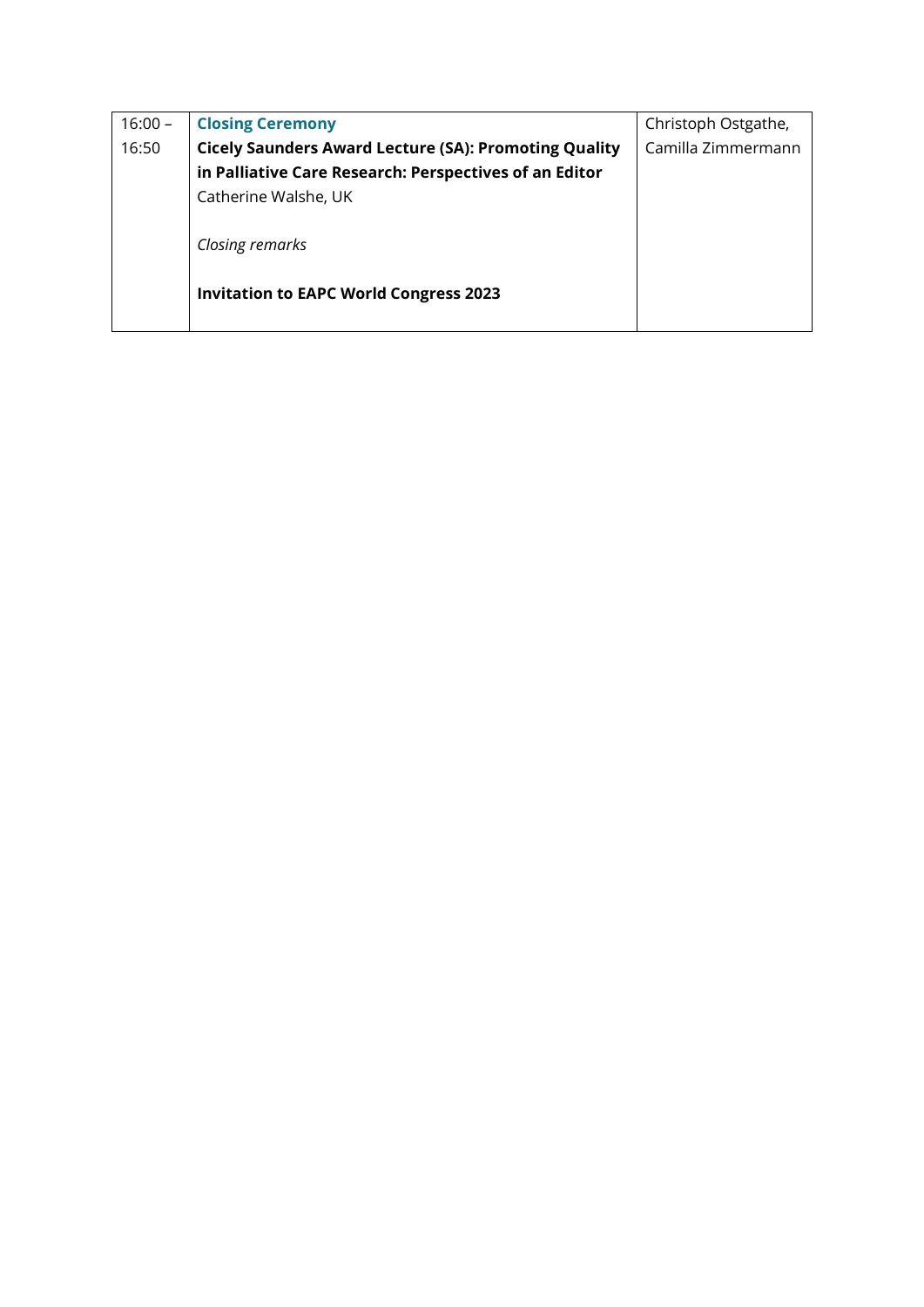| | | |
|---|---|---|
| 16:00 – 16:50 | **Closing Ceremony**<br>**Cicely Saunders Award Lecture (SA): Promoting Quality in Palliative Care Research: Perspectives of an Editor**<br>Catherine Walshe, UK<br><br>*Closing remarks*<br><br>**Invitation to EAPC World Congress 2023** | Christoph Ostgathe, Camilla Zimmermann |